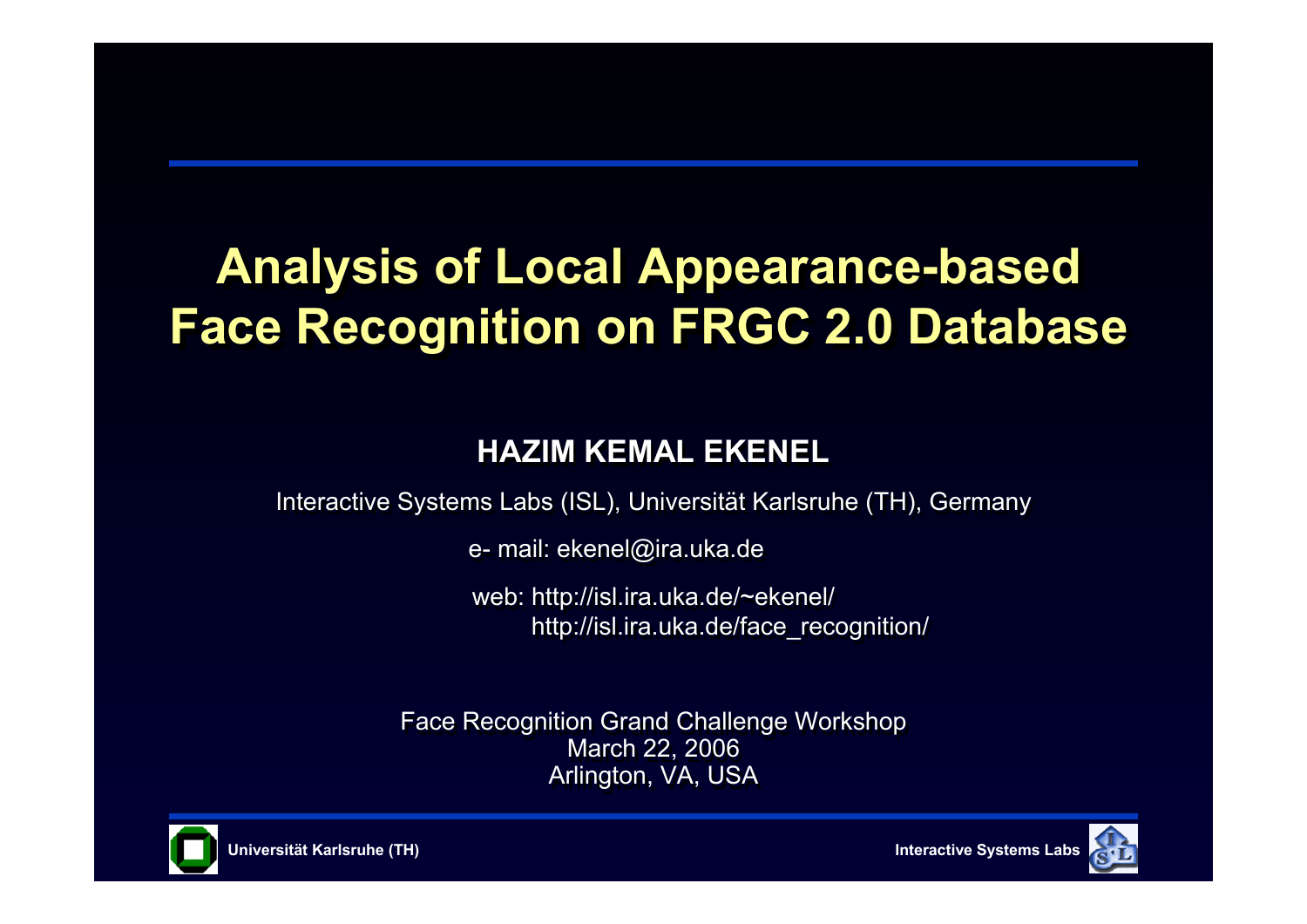# Analysis of Local Appearance-based Face Recognition on FRGC 2.0 Database

**HAZIM KEMAL EKENEL**

Interactive Systems Labs (ISL), Universität Karlsruhe (TH), Germany

e- mail: ekenel@ira.uka.de

web: http://isl.ira.uka.de/~ekenel/
http://isl.ira.uka.de/face_recognition/

Face Recognition Grand Challenge Workshop
March 22, 2006
Arlington, VA, USA

**Universität Karlsruhe (TH)** **Interactive Systems Labs**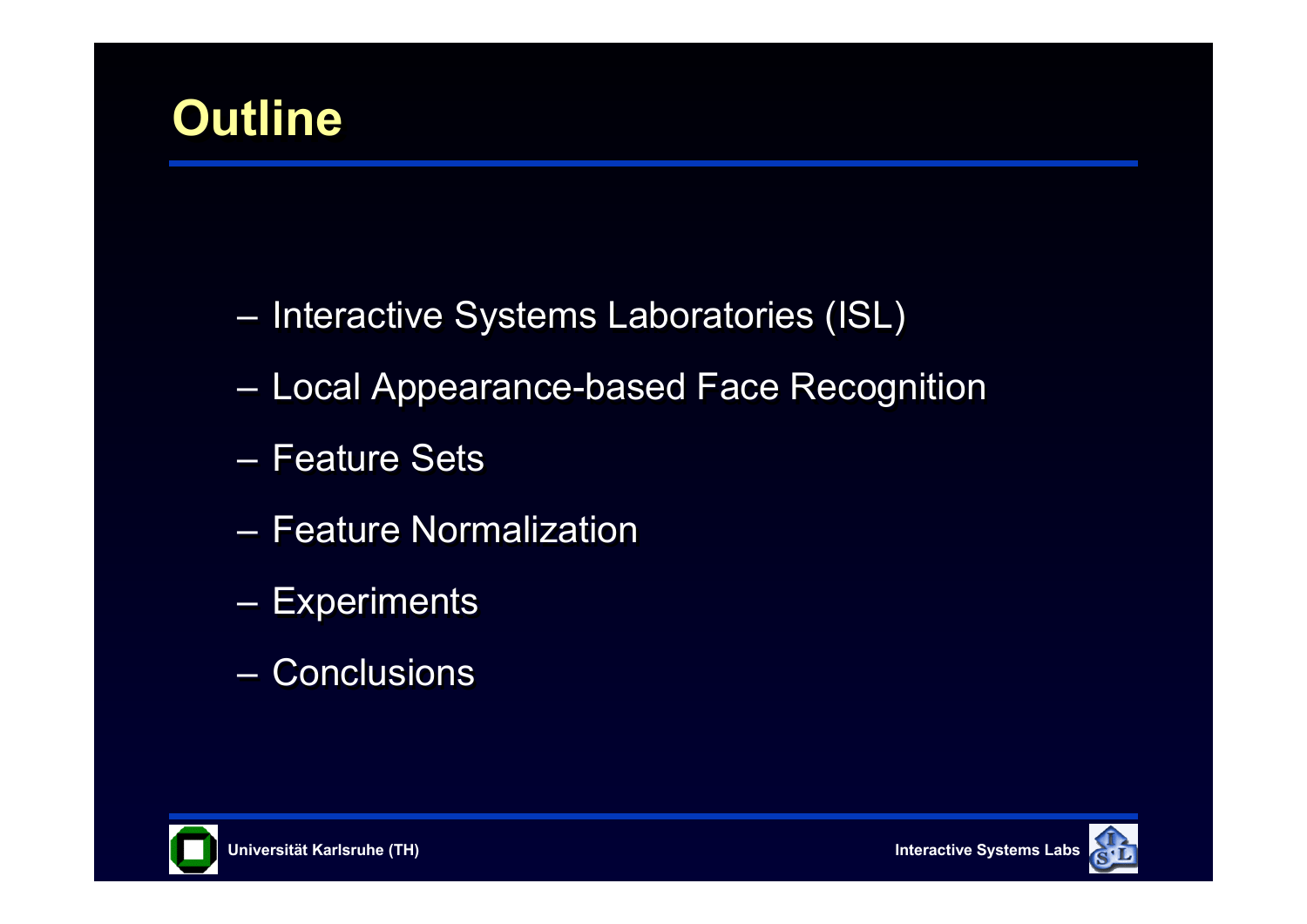# Outline

– Interactive Systems Laboratories (ISL)

– Local Appearance-based Face Recognition

– Feature Sets

– Feature Normalization

– Experiments

– Conclusions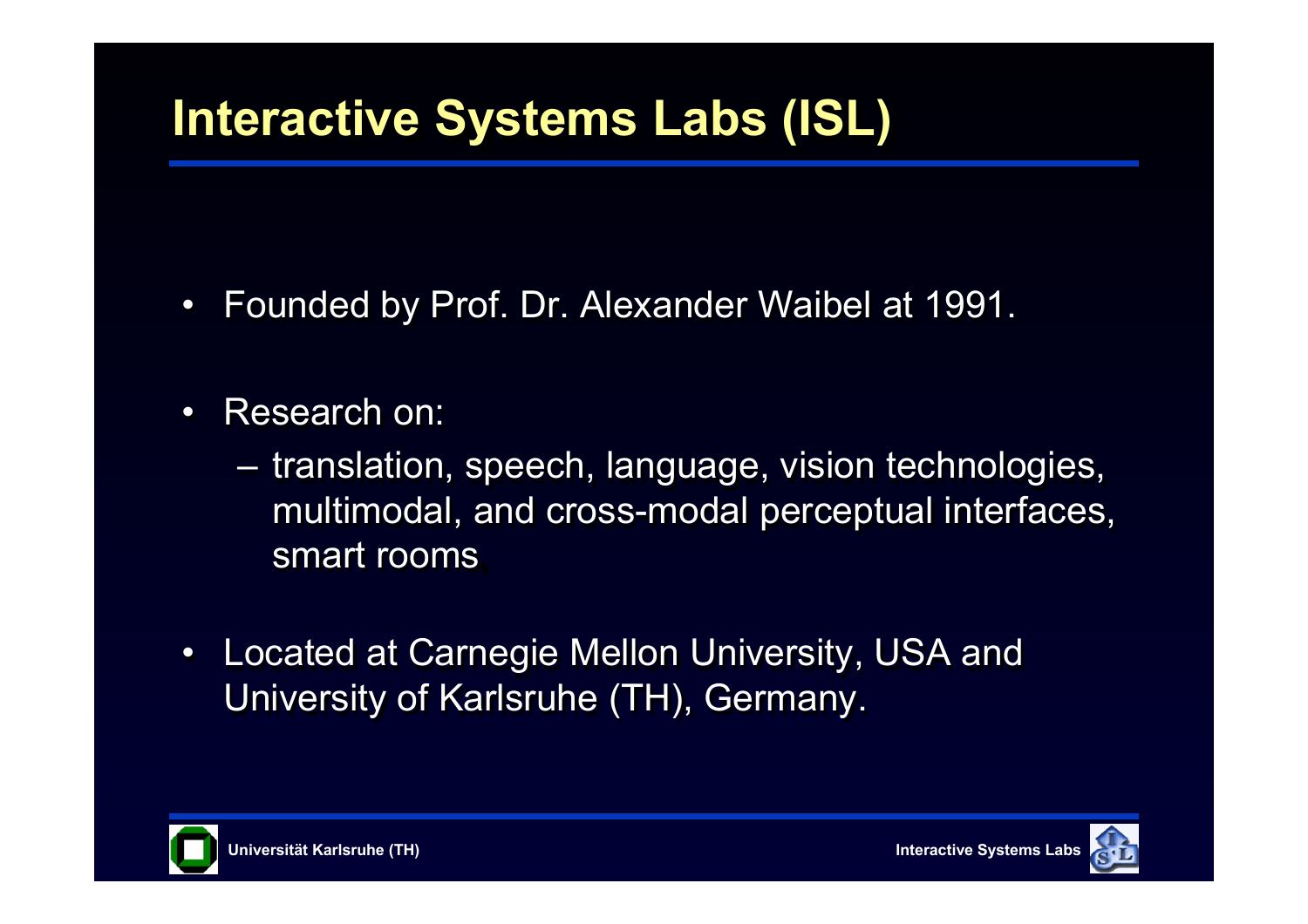# Interactive Systems Labs (ISL)

- Founded by Prof. Dr. Alexander Waibel at 1991.
- Research on:
  - translation, speech, language, vision technologies, multimodal, and cross-modal perceptual interfaces, smart rooms
- Located at Carnegie Mellon University, USA and University of Karlsruhe (TH), Germany.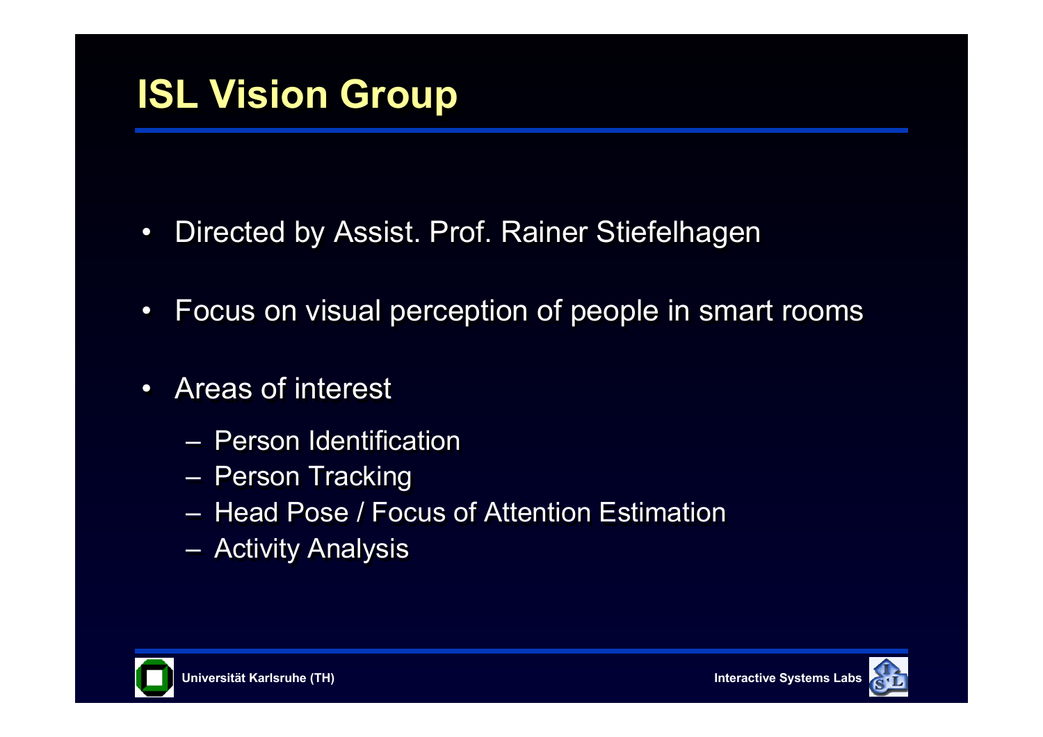# ISL Vision Group

- Directed by Assist. Prof. Rainer Stiefelhagen
- Focus on visual perception of people in smart rooms
- Areas of interest
  - Person Identification
  - Person Tracking
  - Head Pose / Focus of Attention Estimation
  - Activity Analysis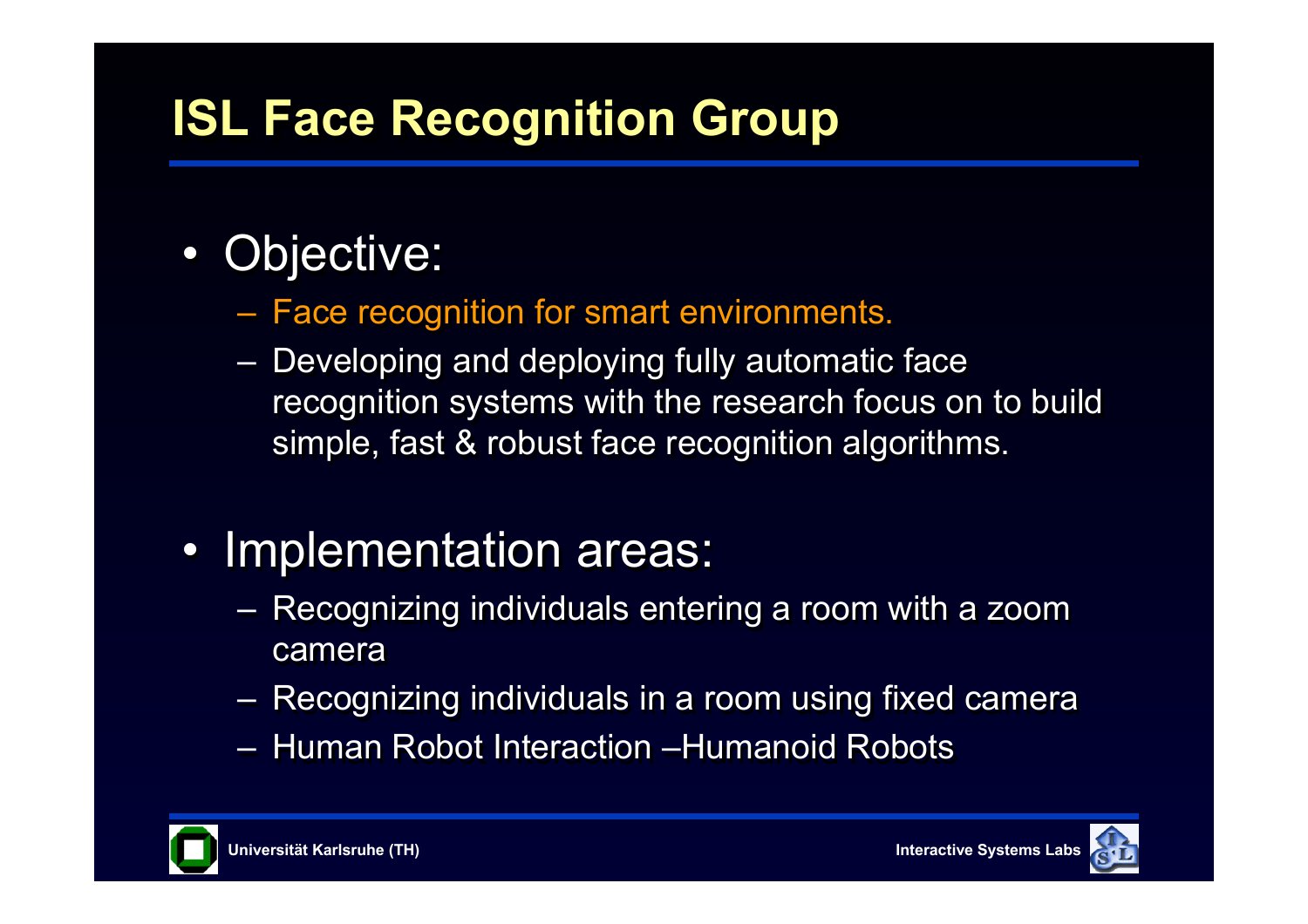# ISL Face Recognition Group

- Objective:
  - Face recognition for smart environments.
  - Developing and deploying fully automatic face recognition systems with the research focus on to build simple, fast & robust face recognition algorithms.
- Implementation areas:
  - Recognizing individuals entering a room with a zoom camera
  - Recognizing individuals in a room using fixed camera
  - Human Robot Interaction –Humanoid Robots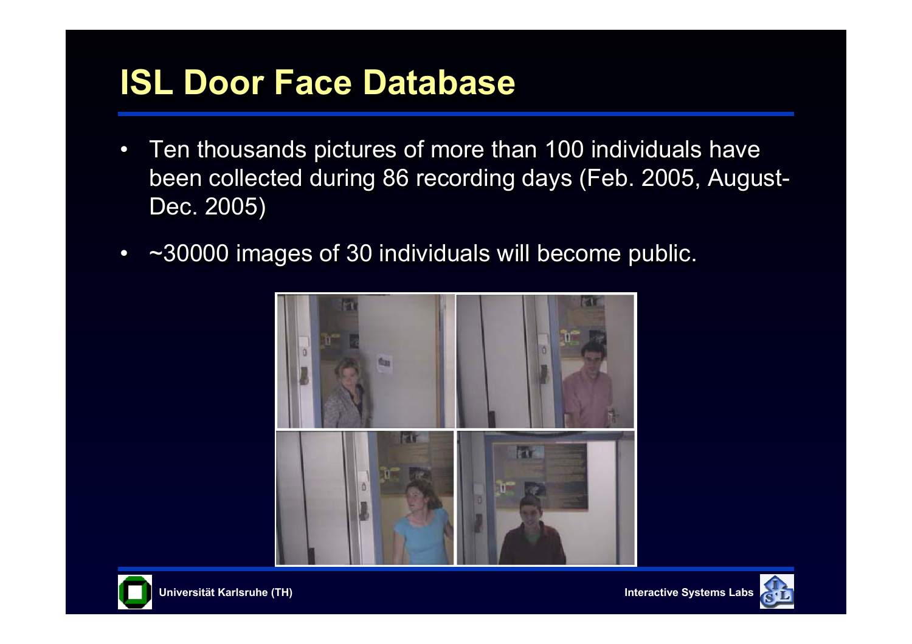# ISL Door Face Database

- Ten thousands pictures of more than 100 individuals have been collected during 86 recording days (Feb. 2005, August-Dec. 2005)
- ~30000 images of 30 individuals will become public.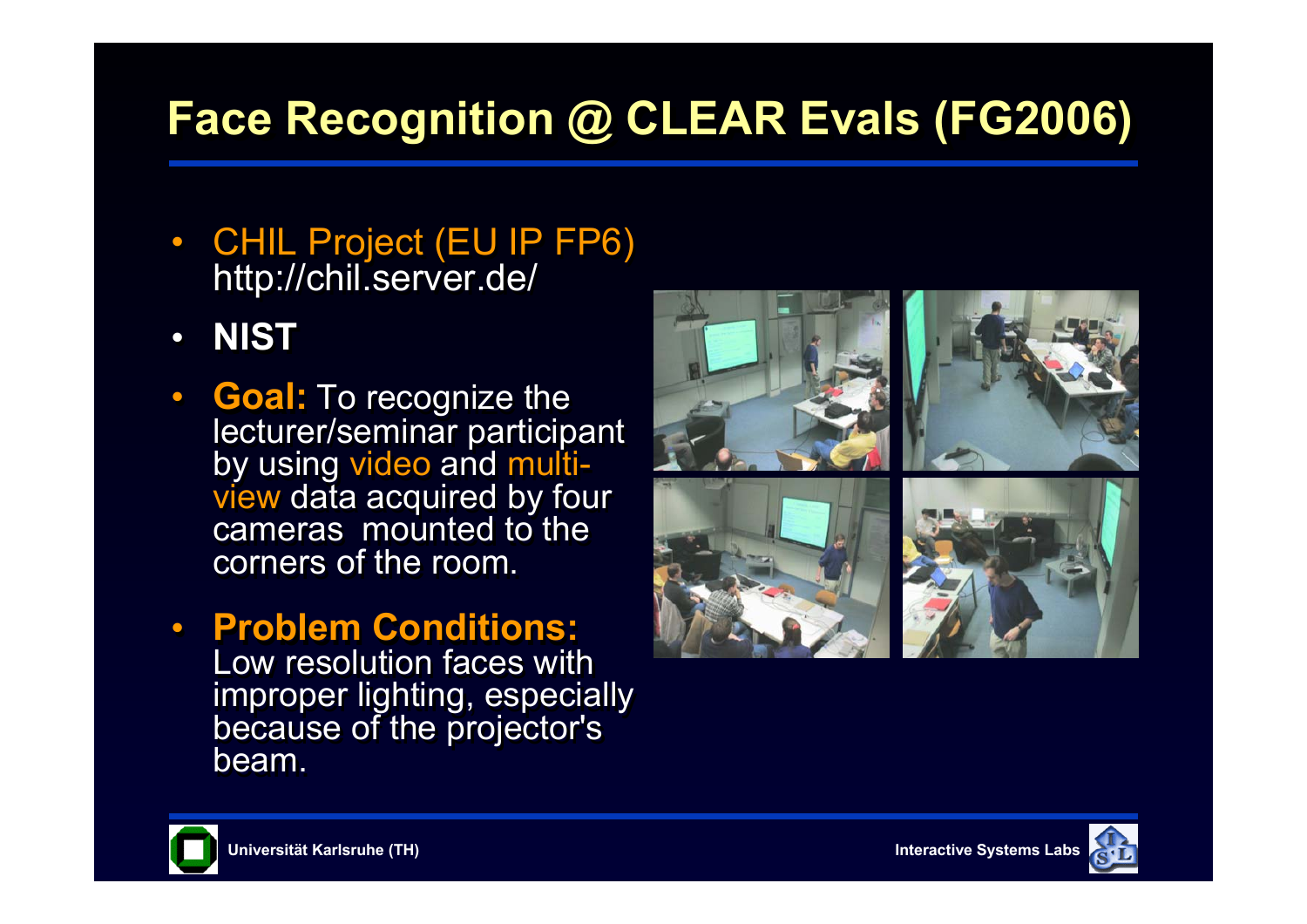# Face Recognition @ CLEAR Evals (FG2006)

- CHIL Project (EU IP FP6) http://chil.server.de/
- **NIST**
- **Goal:** To recognize the lecturer/seminar participant by using video and multi-view data acquired by four cameras mounted to the corners of the room.
- **Problem Conditions:** Low resolution faces with improper lighting, especially because of the projector's beam.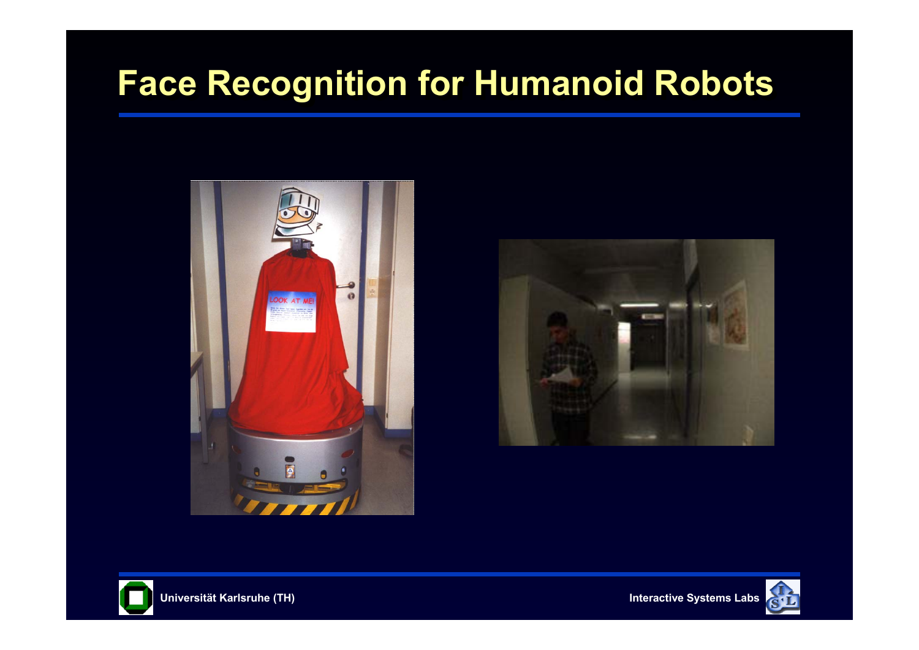# Face Recognition for Humanoid Robots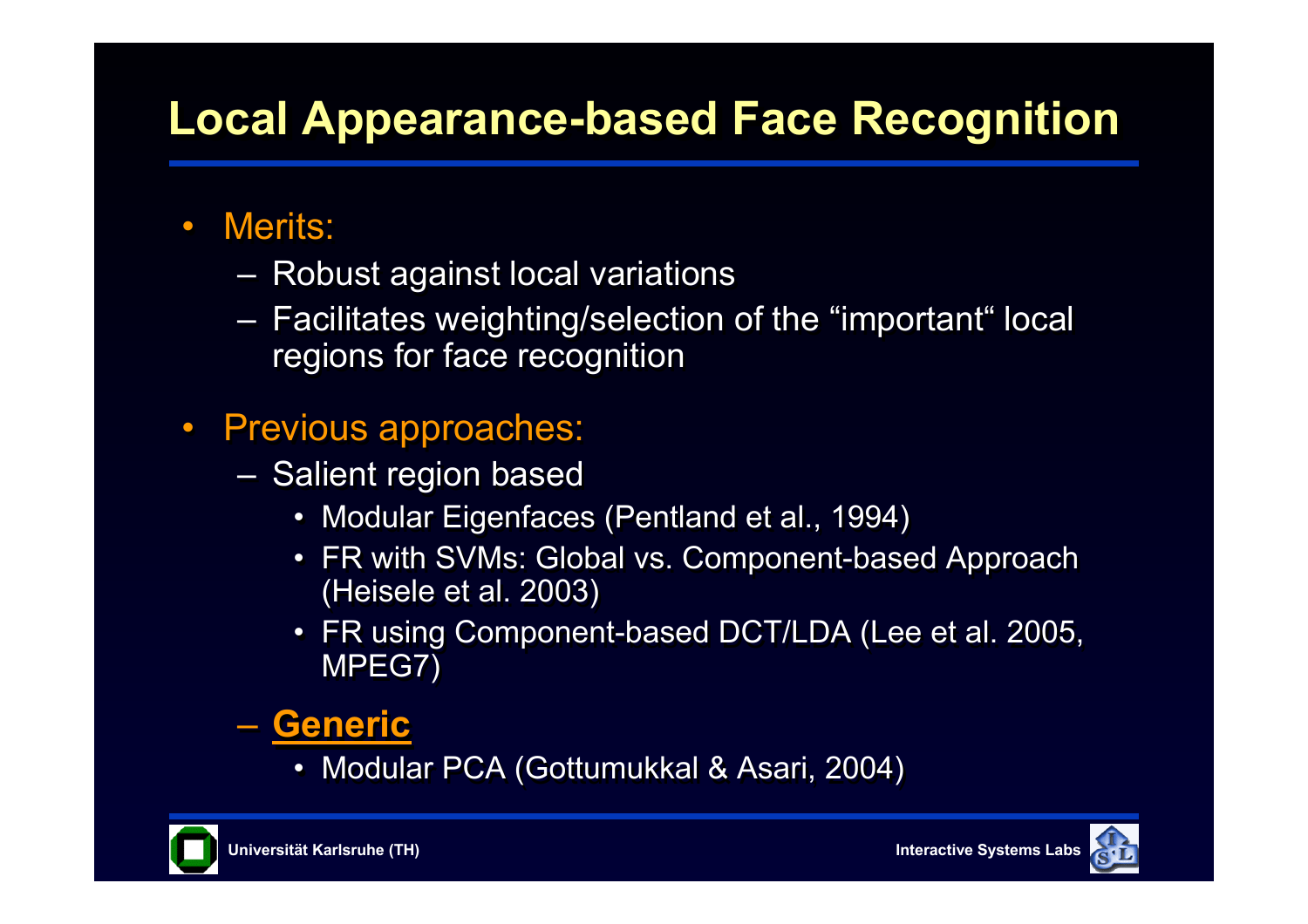# Local Appearance-based Face Recognition

- Merits:
  - Robust against local variations
  - Facilitates weighting/selection of the “important“ local regions for face recognition
- Previous approaches:
  - Salient region based
    - Modular Eigenfaces (Pentland et al., 1994)
    - FR with SVMs: Global vs. Component-based Approach (Heisele et al. 2003)
    - FR using Component-based DCT/LDA (Lee et al. 2005, MPEG7)
  - **Generic**
    - Modular PCA (Gottumukkal & Asari, 2004)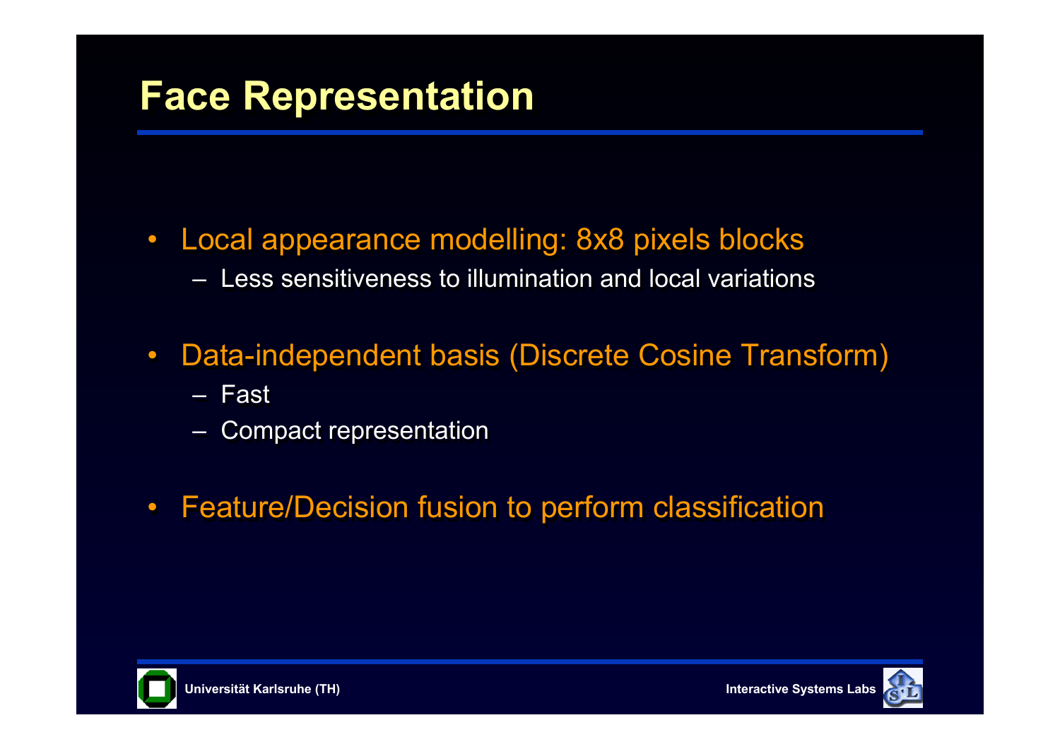# Face Representation

- Local appearance modelling: 8x8 pixels blocks
  - Less sensitiveness to illumination and local variations
- Data-independent basis (Discrete Cosine Transform)
  - Fast
  - Compact representation
- Feature/Decision fusion to perform classification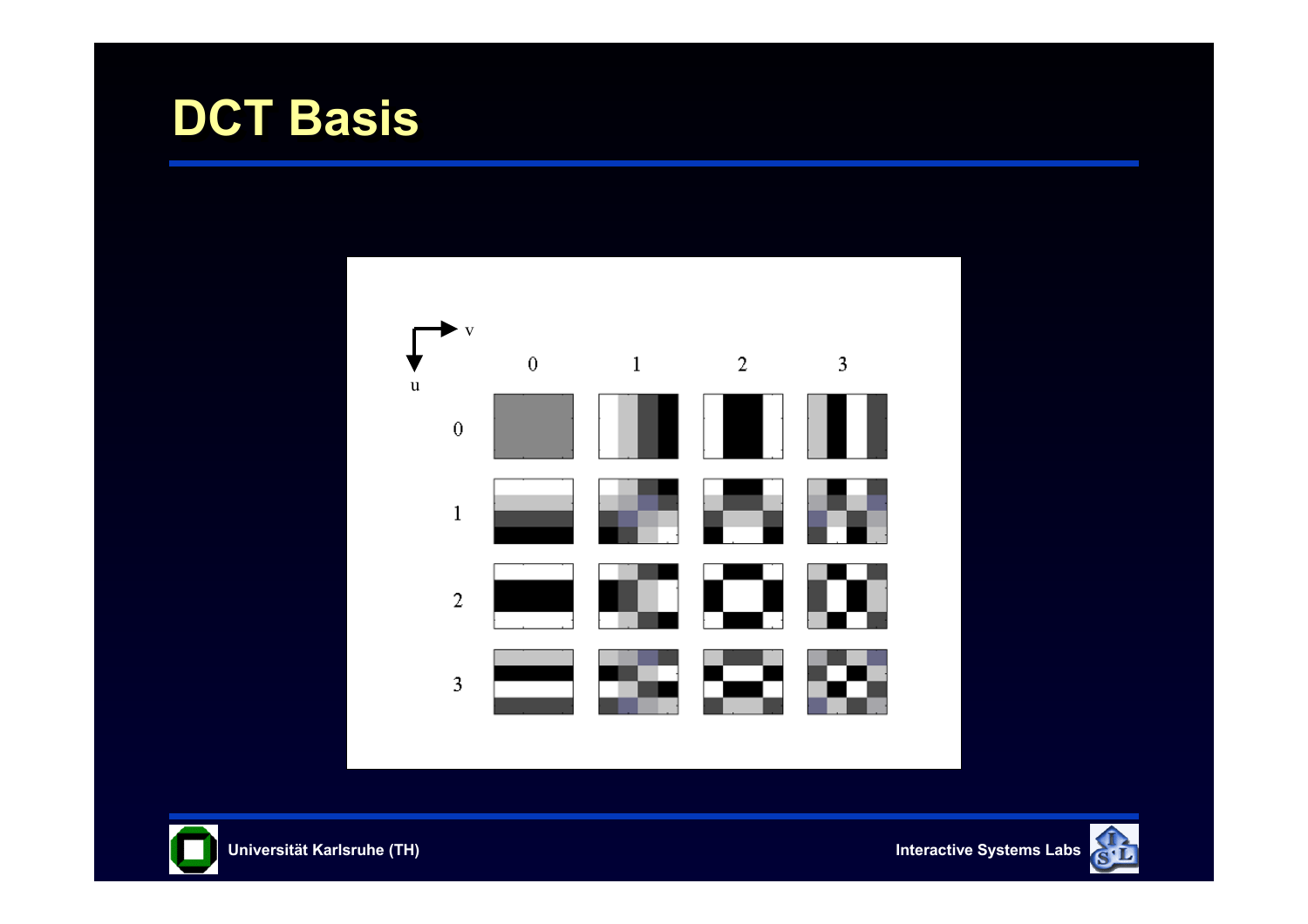# DCT Basis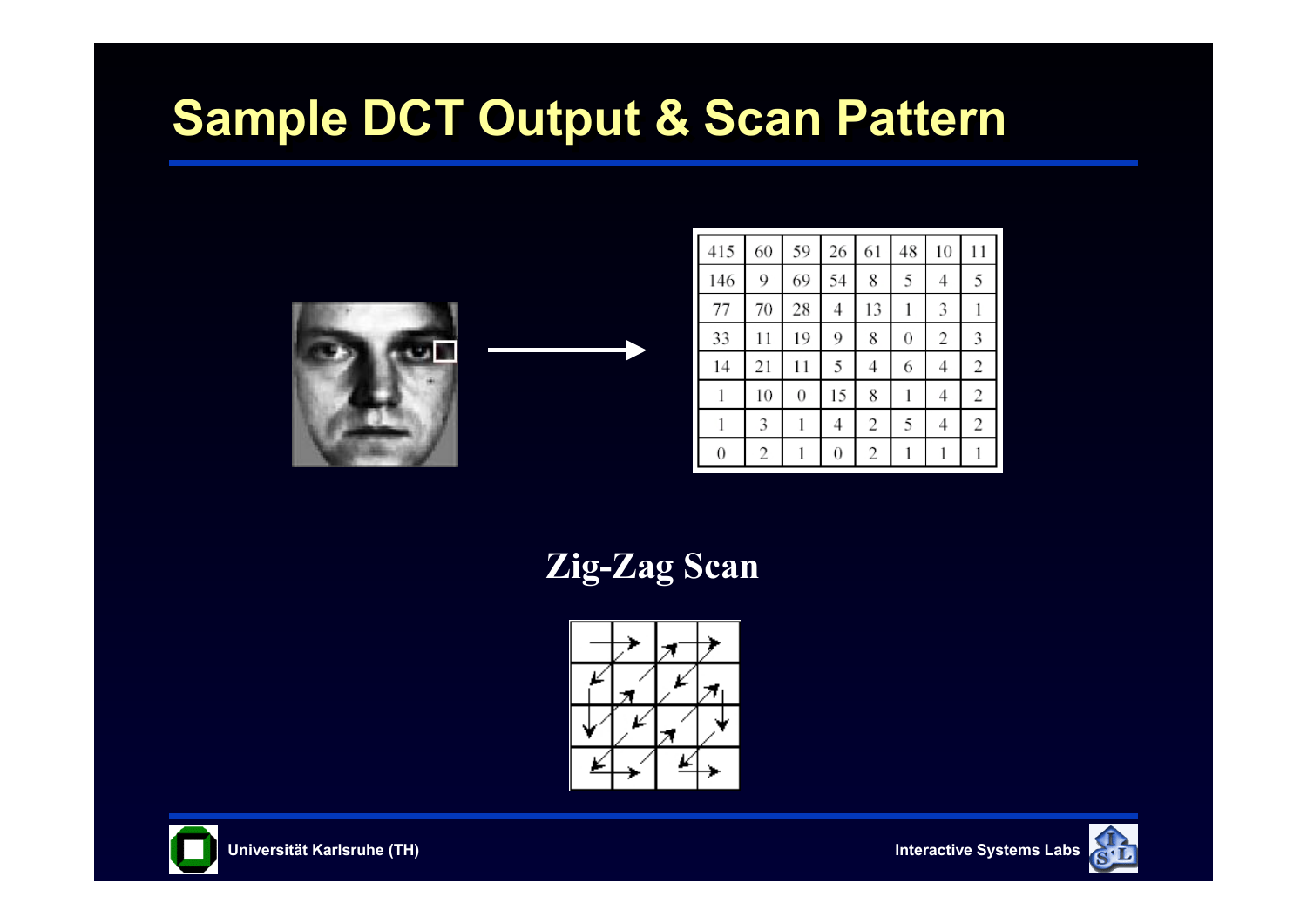# Sample DCT Output & Scan Pattern

| 415 | 60 | 59 | 26 | 61 | 48 | 10 | 11 |
|---|---|---|---|---|---|---|---|
| 146 | 9 | 69 | 54 | 8 | 5 | 4 | 5 |
| 77 | 70 | 28 | 4 | 13 | 1 | 3 | 1 |
| 33 | 11 | 19 | 9 | 8 | 0 | 2 | 3 |
| 14 | 21 | 11 | 5 | 4 | 6 | 4 | 2 |
| 1 | 10 | 0 | 15 | 8 | 1 | 4 | 2 |
| 1 | 3 | 1 | 4 | 2 | 5 | 4 | 2 |
| 0 | 2 | 1 | 0 | 2 | 1 | 1 | 1 |

**Zig-Zag Scan**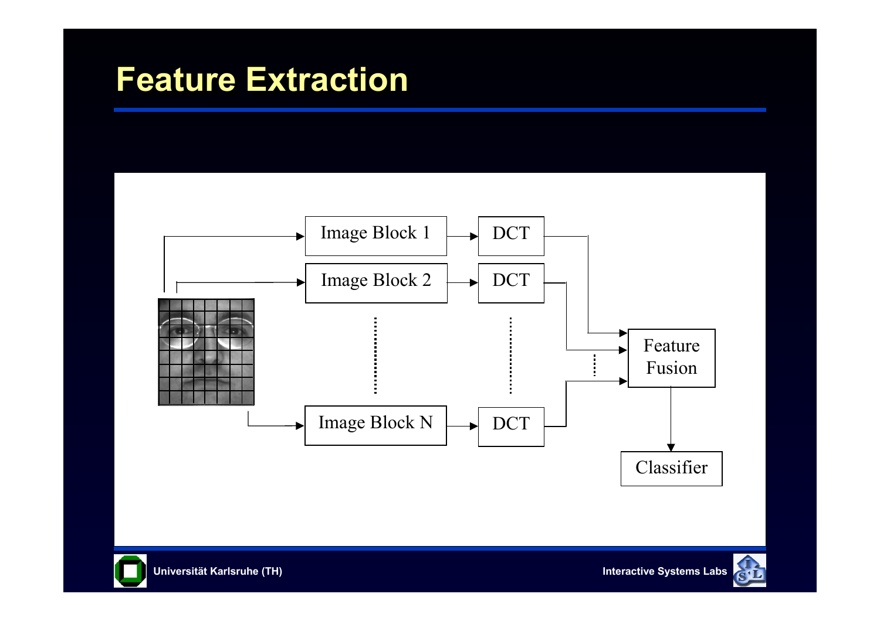# Feature Extraction

Image Block 1 → DCT

Image Block 2 → DCT

Image Block N → DCT

Feature Fusion → Classifier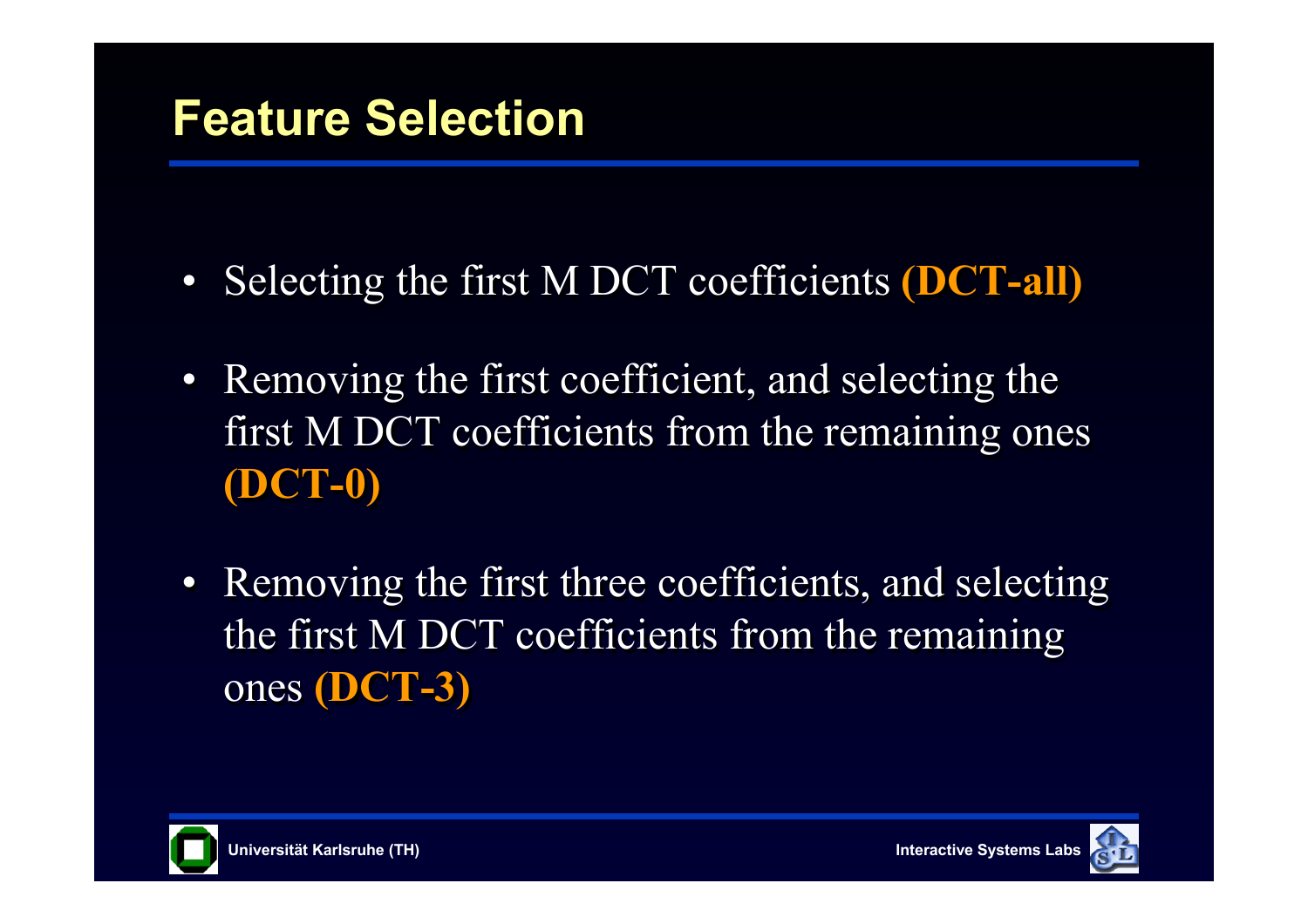# Feature Selection

- Selecting the first M DCT coefficients **(DCT-all)**
- Removing the first coefficient, and selecting the first M DCT coefficients from the remaining ones **(DCT-0)**
- Removing the first three coefficients, and selecting the first M DCT coefficients from the remaining ones **(DCT-3)**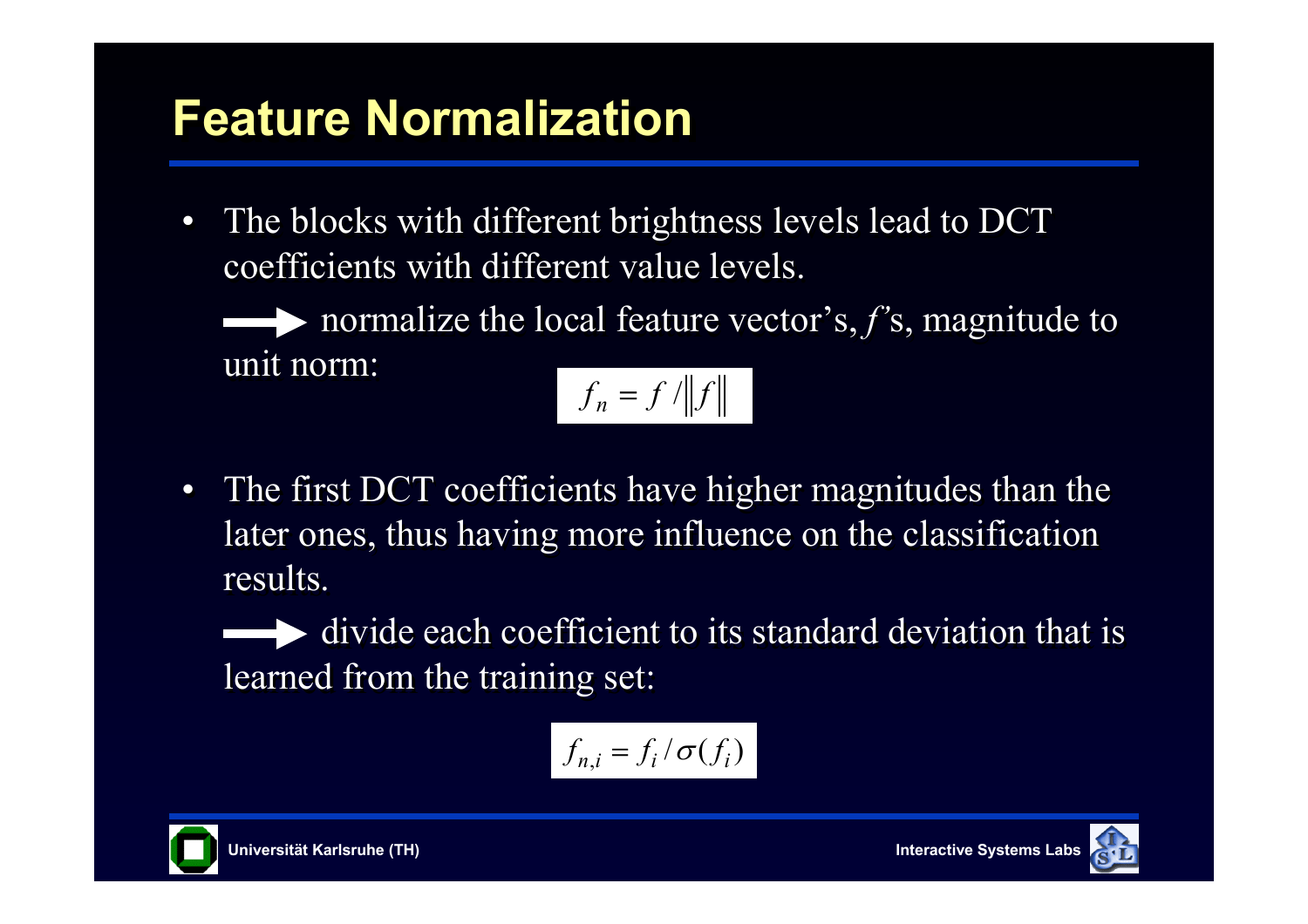# Feature Normalization

- The blocks with different brightness levels lead to DCT coefficients with different value levels.

  → normalize the local feature vector's, *f*'s, magnitude to unit norm:

$$f_n = f / \|f\|$$

- The first DCT coefficients have higher magnitudes than the later ones, thus having more influence on the classification results.

  → divide each coefficient to its standard deviation that is learned from the training set:

$$f_{n,i} = f_i / \sigma(f_i)$$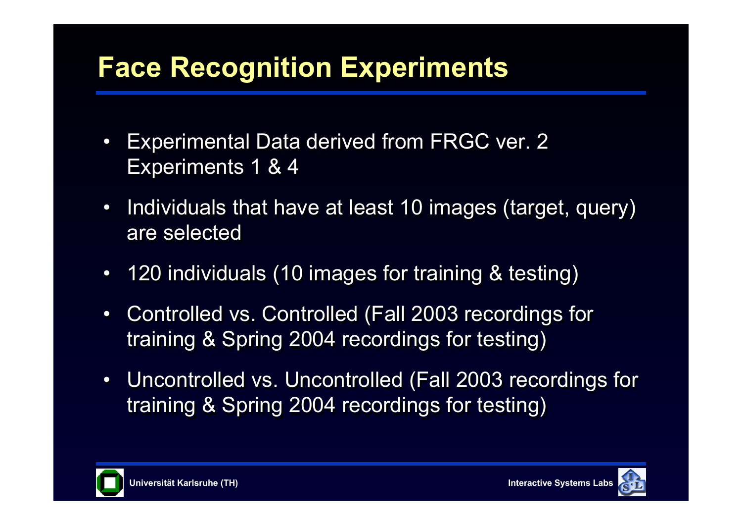# Face Recognition Experiments

- Experimental Data derived from FRGC ver. 2 Experiments 1 & 4
- Individuals that have at least 10 images (target, query) are selected
- 120 individuals (10 images for training & testing)
- Controlled vs. Controlled (Fall 2003 recordings for training & Spring 2004 recordings for testing)
- Uncontrolled vs. Uncontrolled (Fall 2003 recordings for training & Spring 2004 recordings for testing)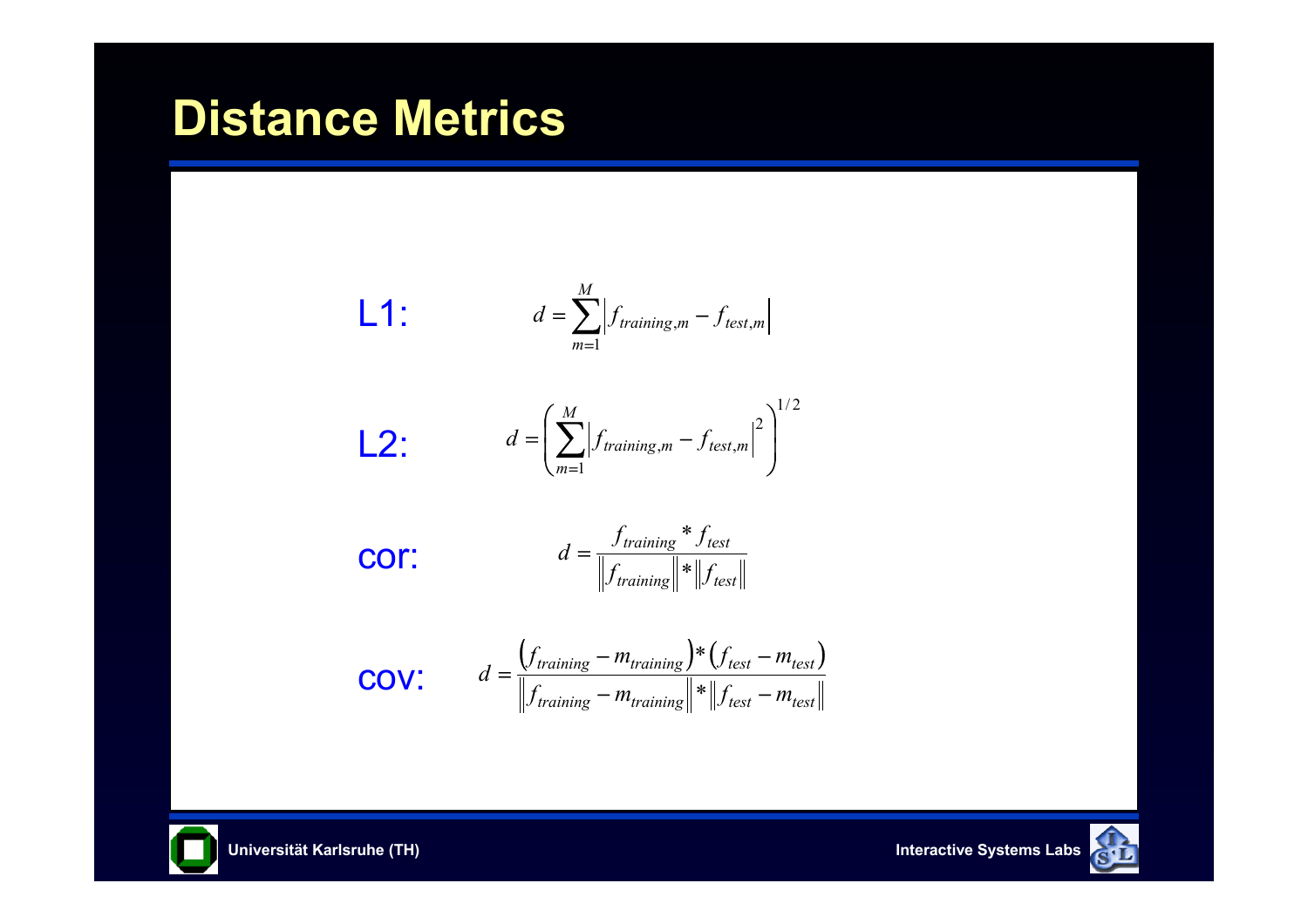# Distance Metrics

L1:

$$d = \sum_{m=1}^{M} \left| f_{training,m} - f_{test,m} \right|$$

L2:

$$d = \left( \sum_{m=1}^{M} \left| f_{training,m} - f_{test,m} \right|^2 \right)^{1/2}$$

cor:

$$d = \frac{f_{training} * f_{test}}{\left\| f_{training} \right\| * \left\| f_{test} \right\|}$$

cov:

$$d = \frac{\left( f_{training} - m_{training} \right) * \left( f_{test} - m_{test} \right)}{\left\| f_{training} - m_{training} \right\| * \left\| f_{test} - m_{test} \right\|}$$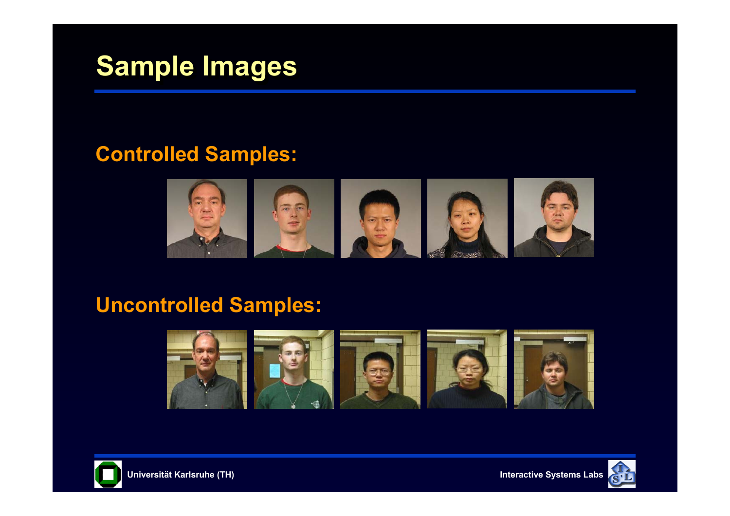# Sample Images

## Controlled Samples:

## Uncontrolled Samples: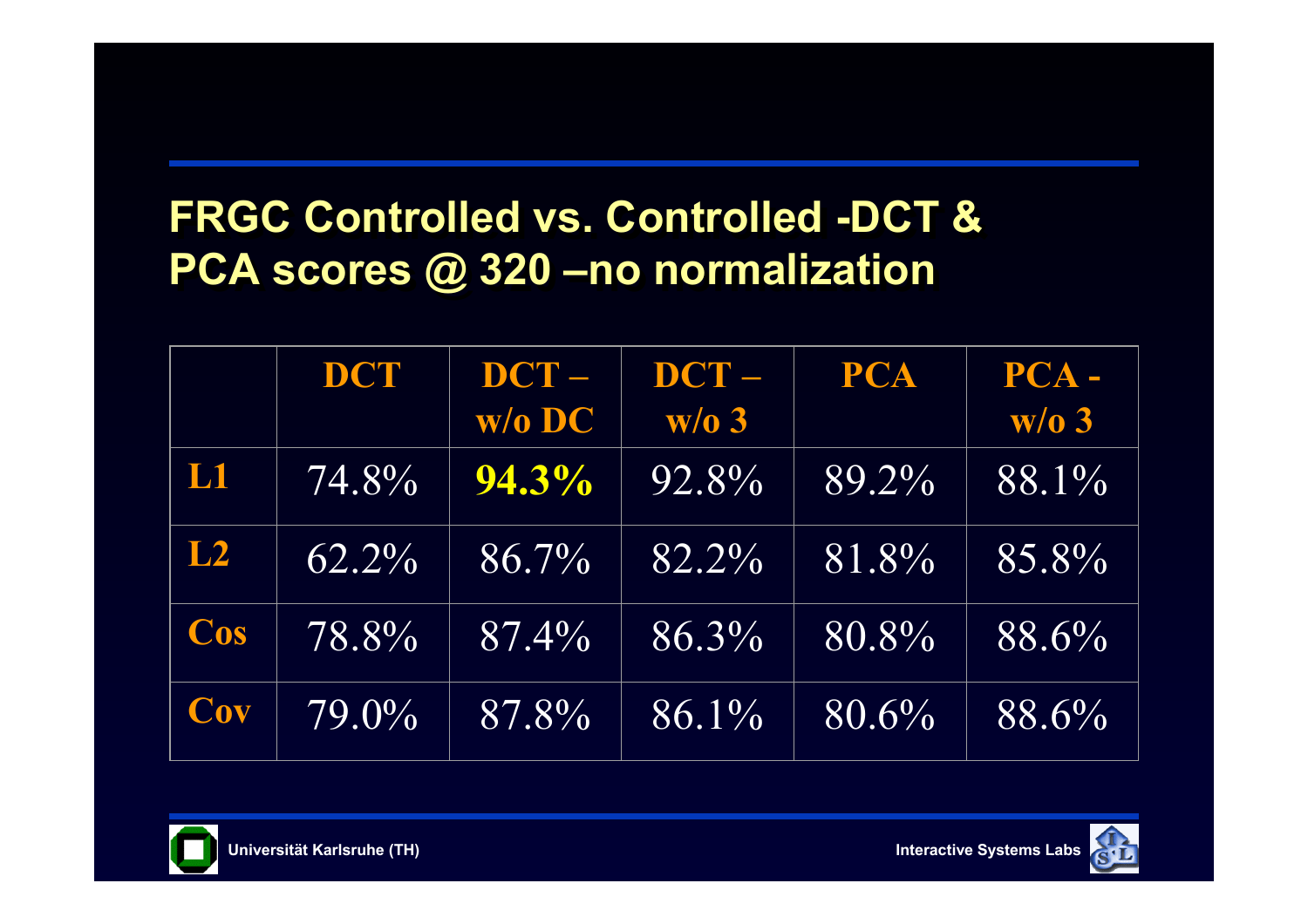## FRGC Controlled vs. Controlled -DCT & PCA scores @ 320 –no normalization

| | DCT | DCT – w/o DC | DCT – w/o 3 | PCA | PCA - w/o 3 |
|---|---|---|---|---|---|
| **L1** | 74.8% | **94.3%** | 92.8% | 89.2% | 88.1% |
| **L2** | 62.2% | 86.7% | 82.2% | 81.8% | 85.8% |
| **Cos** | 78.8% | 87.4% | 86.3% | 80.8% | 88.6% |
| **Cov** | 79.0% | 87.8% | 86.1% | 80.6% | 88.6% |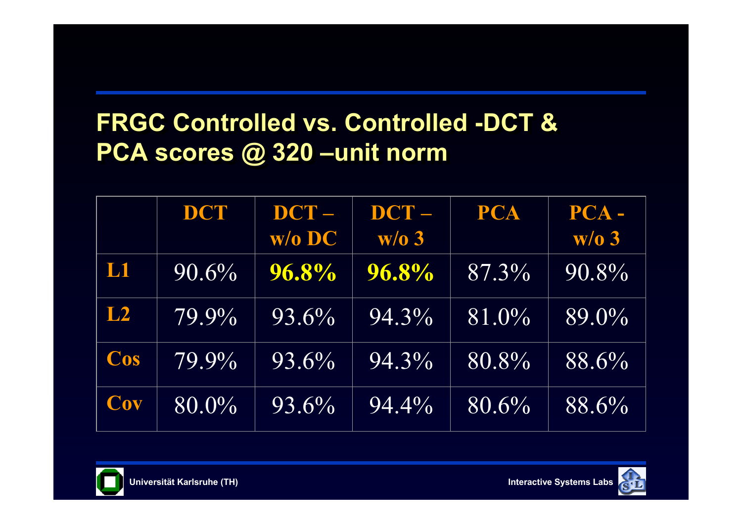# FRGC Controlled vs. Controlled -DCT & PCA scores @ 320 –unit norm

| | DCT | DCT – w/o DC | DCT – w/o 3 | PCA | PCA - w/o 3 |
|---|---|---|---|---|---|
| **L1** | 90.6% | **96.8%** | **96.8%** | 87.3% | 90.8% |
| **L2** | 79.9% | 93.6% | 94.3% | 81.0% | 89.0% |
| **Cos** | 79.9% | 93.6% | 94.3% | 80.8% | 88.6% |
| **Cov** | 80.0% | 93.6% | 94.4% | 80.6% | 88.6% |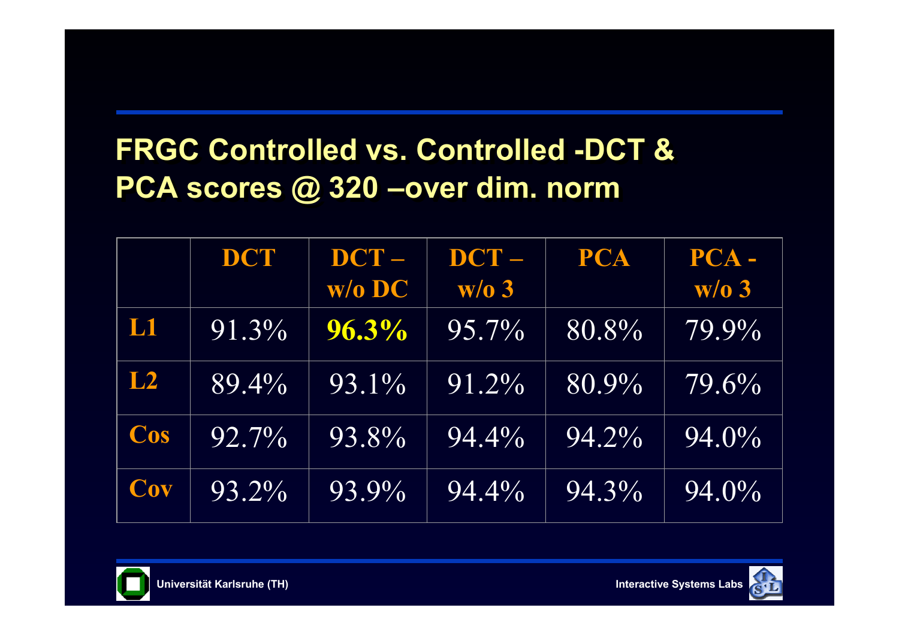## FRGC Controlled vs. Controlled -DCT & PCA scores @ 320 –over dim. norm

| | DCT | DCT – w/o DC | DCT – w/o 3 | PCA | PCA - w/o 3 |
|---|---|---|---|---|---|
| **L1** | 91.3% | **96.3%** | 95.7% | 80.8% | 79.9% |
| **L2** | 89.4% | 93.1% | 91.2% | 80.9% | 79.6% |
| **Cos** | 92.7% | 93.8% | 94.4% | 94.2% | 94.0% |
| **Cov** | 93.2% | 93.9% | 94.4% | 94.3% | 94.0% |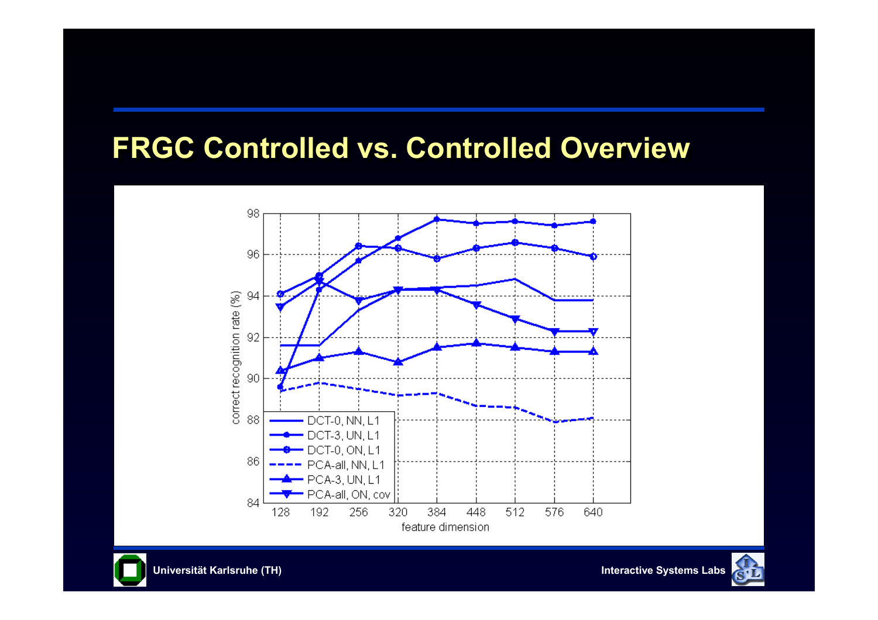# FRGC Controlled vs. Controlled Overview

correct recognition rate (%)

98
96
94
92
90
88
86
84

128 192 256 320 384 448 512 576 640

feature dimension

- DCT-0, NN, L1
- DCT-3, UN, L1
- DCT-0, ON, L1
- PCA-all, NN, L1
- PCA-3, UN, L1
- PCA-all, ON, cov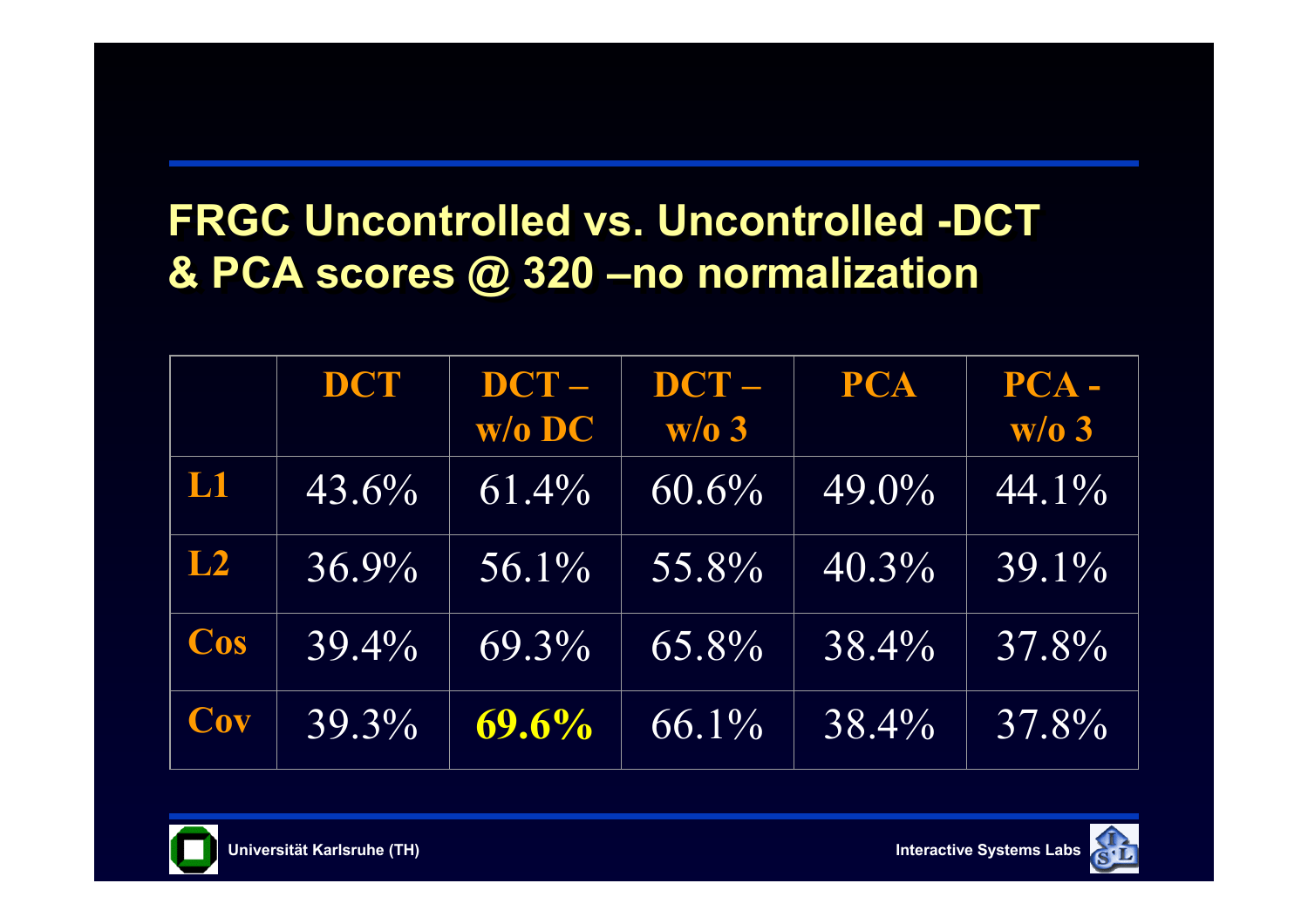# FRGC Uncontrolled vs. Uncontrolled -DCT & PCA scores @ 320 –no normalization

| | DCT | DCT – w/o DC | DCT – w/o 3 | PCA | PCA - w/o 3 |
|---|---|---|---|---|---|
| **L1** | 43.6% | 61.4% | 60.6% | 49.0% | 44.1% |
| **L2** | 36.9% | 56.1% | 55.8% | 40.3% | 39.1% |
| **Cos** | 39.4% | 69.3% | 65.8% | 38.4% | 37.8% |
| **Cov** | 39.3% | **69.6%** | 66.1% | 38.4% | 37.8% |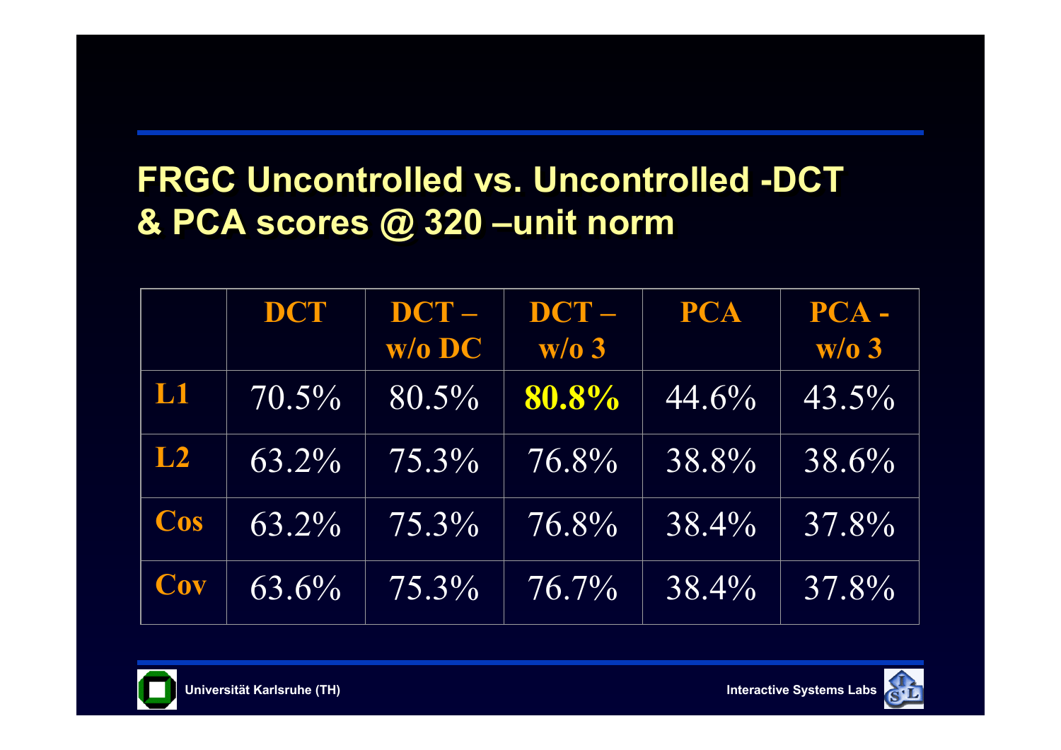# FRGC Uncontrolled vs. Uncontrolled -DCT & PCA scores @ 320 –unit norm

| | DCT | DCT – w/o DC | DCT – w/o 3 | PCA | PCA - w/o 3 |
|---|---|---|---|---|---|
| L1 | 70.5% | 80.5% | **80.8%** | 44.6% | 43.5% |
| L2 | 63.2% | 75.3% | 76.8% | 38.8% | 38.6% |
| Cos | 63.2% | 75.3% | 76.8% | 38.4% | 37.8% |
| Cov | 63.6% | 75.3% | 76.7% | 38.4% | 37.8% |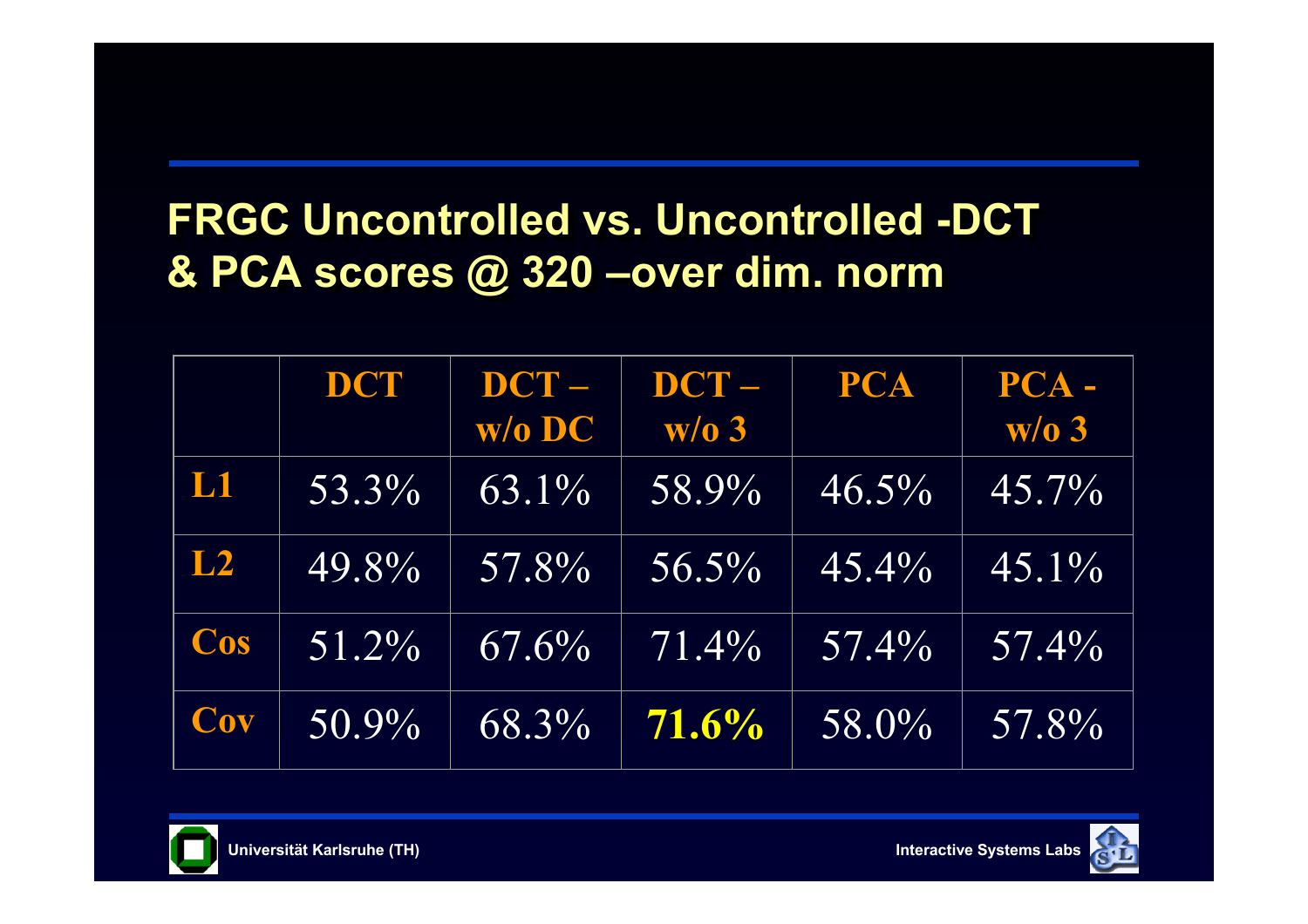# FRGC Uncontrolled vs. Uncontrolled -DCT & PCA scores @ 320 –over dim. norm

| | DCT | DCT – w/o DC | DCT – w/o 3 | PCA | PCA - w/o 3 |
|---|---|---|---|---|---|
| **L1** | 53.3% | 63.1% | 58.9% | 46.5% | 45.7% |
| **L2** | 49.8% | 57.8% | 56.5% | 45.4% | 45.1% |
| **Cos** | 51.2% | 67.6% | 71.4% | 57.4% | 57.4% |
| **Cov** | 50.9% | 68.3% | **71.6%** | 58.0% | 57.8% |

Universität Karlsruhe (TH)

Interactive Systems Labs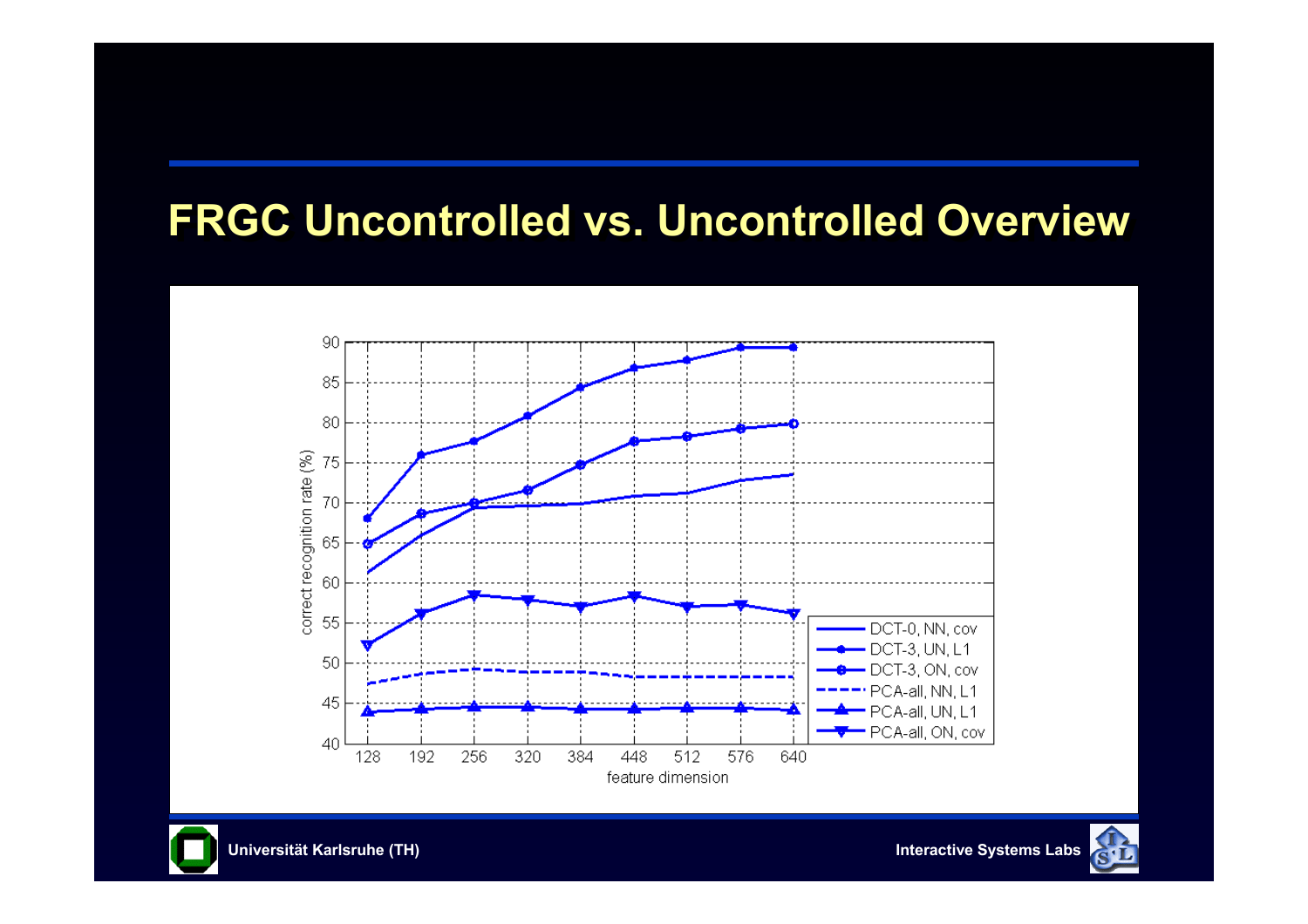# FRGC Uncontrolled vs. Uncontrolled Overview

correct recognition rate (%)

90, 85, 80, 75, 70, 65, 60, 55, 50, 45, 40

128, 192, 256, 320, 384, 448, 512, 576, 640

feature dimension

- DCT-0, NN, cov
- DCT-3, UN, L1
- DCT-3, ON, cov
- PCA-all, NN, L1
- PCA-all, UN, L1
- PCA-all, ON, cov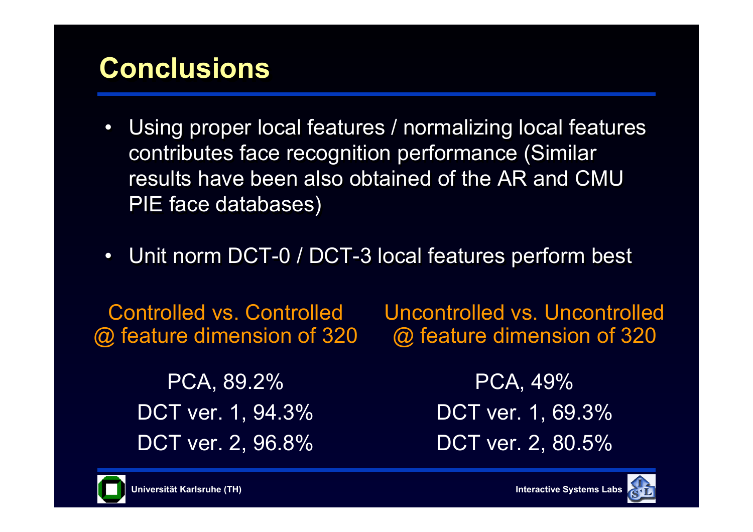# Conclusions

- Using proper local features / normalizing local features contributes face recognition performance (Similar results have been also obtained of the AR and CMU PIE face databases)

- Unit norm DCT-0 / DCT-3 local features perform best

| Controlled vs. Controlled @ feature dimension of 320 | Uncontrolled vs. Uncontrolled @ feature dimension of 320 |
|---|---|
| PCA, 89.2% | PCA, 49% |
| DCT ver. 1, 94.3% | DCT ver. 1, 69.3% |
| DCT ver. 2, 96.8% | DCT ver. 2, 80.5% |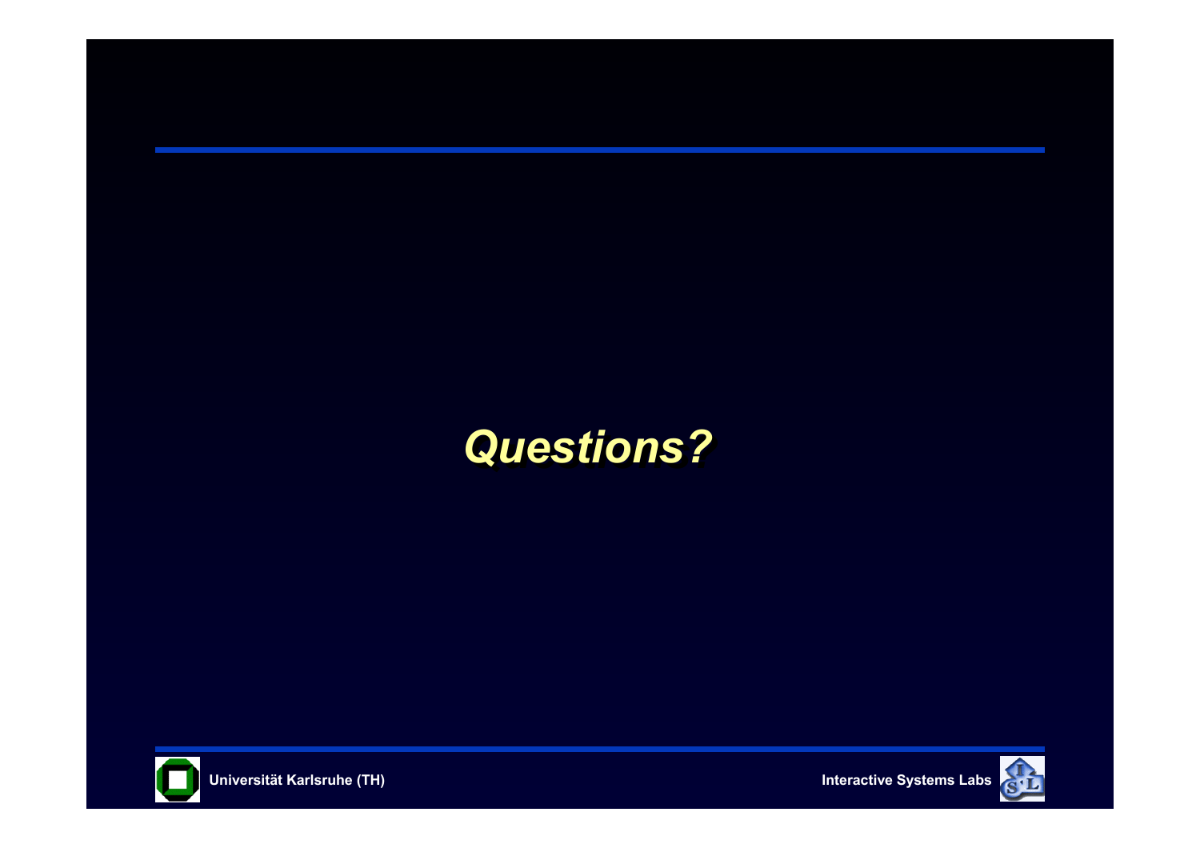***Questions?***